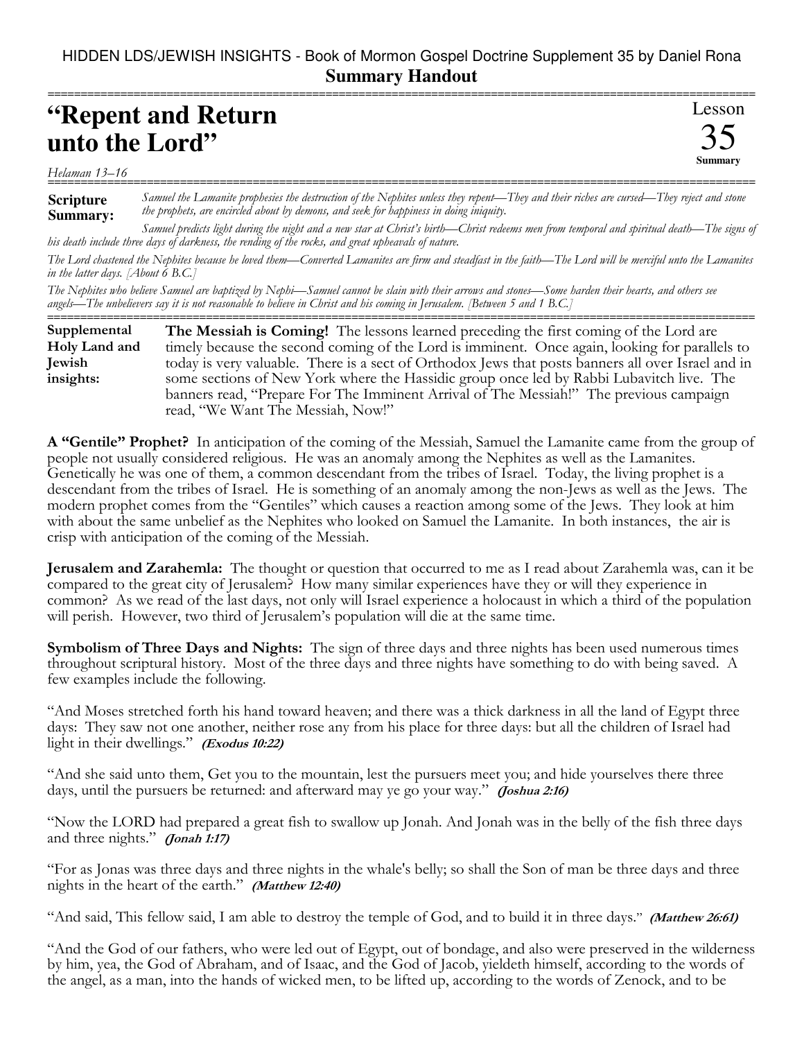HIDDEN LDS/JEWISH INSIGHTS - Book of Mormon Gospel Doctrine Supplement 35 by Daniel Rona

**Summary Handout**

# "Repent and Return unto the Lord"

Lesson 35 Summary

*Helaman 13–16*

**Scripture Summary:** *Samuel the Lamanite prophesies the destruction of the Nephites unless they repent—They and their riches are cursed—They reject and stone the prophets, are encircled about by demons, and seek for happiness in doing iniquity.*

*Samuel predicts light during the night and a new star at Christ's birth—Christ redeems men from temporal and spiritual death—The signs of his death include three days of darkness, the rending of the rocks, and great upheavals of nature.*

*The Lord chastened the Nephites because he loved them—Converted Lamanites are firm and steadfast in the faith—The Lord will be merciful unto the Lamanites in the latter days. [About 6 B.C.]*

*The Nephites who believe Samuel are baptized by Nephi—Samuel cannot be slain with their arrows and stones—Some harden their hearts, and others see angels—The unbelievers say it is not reasonable to believe in Christ and his coming in Jerusalem. [Between 5 and 1 B.C.]*

**Supplemental Holy Land and Jewish insights:** **The Messiah is Coming!** The lessons learned preceding the first coming of the Lord are timely because the second coming of the Lord is imminent. Once again, looking for parallels to today is very valuable. There is a sect of Orthodox Jews that posts banners all over Israel and in some sections of New York where the Hassidic group once led by Rabbi Lubavitch live. The banners read, "Prepare For The Imminent Arrival of The Messiah!" The previous campaign read, "We Want The Messiah, Now!"

**A "Gentile" Prophet?** In anticipation of the coming of the Messiah, Samuel the Lamanite came from the group of people not usually considered religious. He was an anomaly among the Nephites as well as the Lamanites. Genetically he was one of them, a common descendant from the tribes of Israel. Today, the living prophet is a descendant from the tribes of Israel. He is something of an anomaly among the non-Jews as well as the Jews. The modern prophet comes from the "Gentiles" which causes a reaction among some of the Jews. They look at him with about the same unbelief as the Nephites who looked on Samuel the Lamanite. In both instances, the air is crisp with anticipation of the coming of the Messiah.

**Jerusalem and Zarahemla:** The thought or question that occurred to me as I read about Zarahemla was, can it be compared to the great city of Jerusalem? How many similar experiences have they or will they experience in common? As we read of the last days, not only will Israel experience a holocaust in which a third of the population will perish. However, two third of Jerusalem's population will die at the same time.

**Symbolism of Three Days and Nights:** The sign of three days and three nights has been used numerous times throughout scriptural history. Most of the three days and three nights have something to do with being saved. A few examples include the following.

"And Moses stretched forth his hand toward heaven; and there was a thick darkness in all the land of Egypt three days: They saw not one another, neither rose any from his place for three days: but all the children of Israel had light in their dwellings." ***(Exodus 10:22)***

"And she said unto them, Get you to the mountain, lest the pursuers meet you; and hide yourselves there three days, until the pursuers be returned: and afterward may ye go your way." ***(Joshua 2:16)***

"Now the LORD had prepared a great fish to swallow up Jonah. And Jonah was in the belly of the fish three days and three nights." ***(Jonah 1:17)***

"For as Jonas was three days and three nights in the whale's belly; so shall the Son of man be three days and three nights in the heart of the earth." ***(Matthew 12:40)***

"And said, This fellow said, I am able to destroy the temple of God, and to build it in three days." ***(Matthew 26:61)***

"And the God of our fathers, who were led out of Egypt, out of bondage, and also were preserved in the wilderness by him, yea, the God of Abraham, and of Isaac, and the God of Jacob, yieldeth himself, according to the words of the angel, as a man, into the hands of wicked men, to be lifted up, according to the words of Zenock, and to be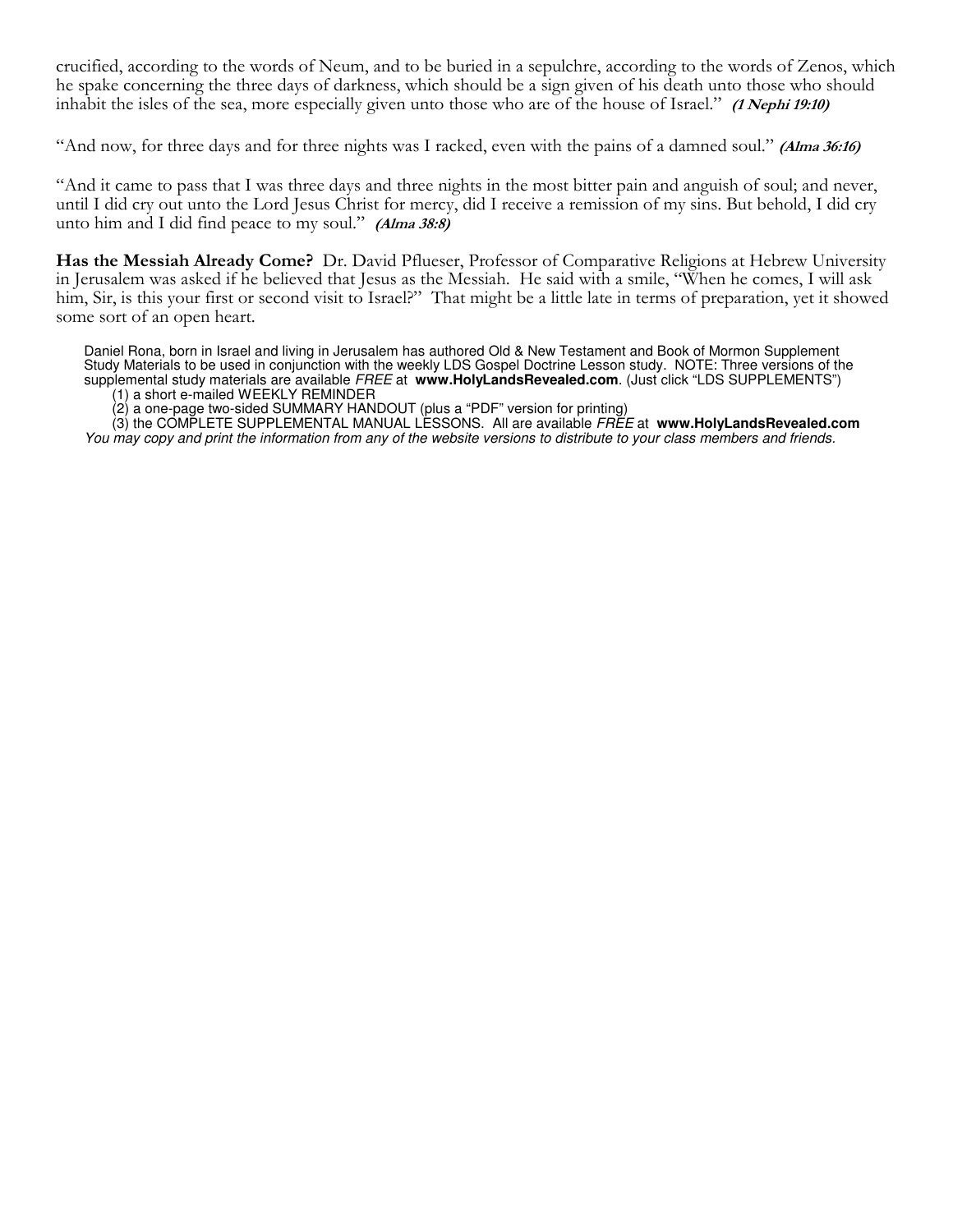crucified, according to the words of Neum, and to be buried in a sepulchre, according to the words of Zenos, which he spake concerning the three days of darkness, which should be a sign given of his death unto those who should inhabit the isles of the sea, more especially given unto those who are of the house of Israel." ***(1 Nephi 19:10)***

"And now, for three days and for three nights was I racked, even with the pains of a damned soul." ***(Alma 36:16)***

"And it came to pass that I was three days and three nights in the most bitter pain and anguish of soul; and never, until I did cry out unto the Lord Jesus Christ for mercy, did I receive a remission of my sins. But behold, I did cry unto him and I did find peace to my soul." ***(Alma 38:8)***

**Has the Messiah Already Come?** Dr. David Pflueser, Professor of Comparative Religions at Hebrew University in Jerusalem was asked if he believed that Jesus as the Messiah. He said with a smile, "When he comes, I will ask him, Sir, is this your first or second visit to Israel?" That might be a little late in terms of preparation, yet it showed some sort of an open heart.

Daniel Rona, born in Israel and living in Jerusalem has authored Old & New Testament and Book of Mormon Supplement Study Materials to be used in conjunction with the weekly LDS Gospel Doctrine Lesson study. NOTE: Three versions of the supplemental study materials are available *FREE* at **www.HolyLandsRevealed.com**. (Just click "LDS SUPPLEMENTS")

(1) a short e-mailed WEEKLY REMINDER
(2) a one-page two-sided SUMMARY HANDOUT (plus a "PDF" version for printing)
(3) the COMPLETE SUPPLEMENTAL MANUAL LESSONS. All are available *FREE* at **www.HolyLandsRevealed.com**

*You may copy and print the information from any of the website versions to distribute to your class members and friends.*